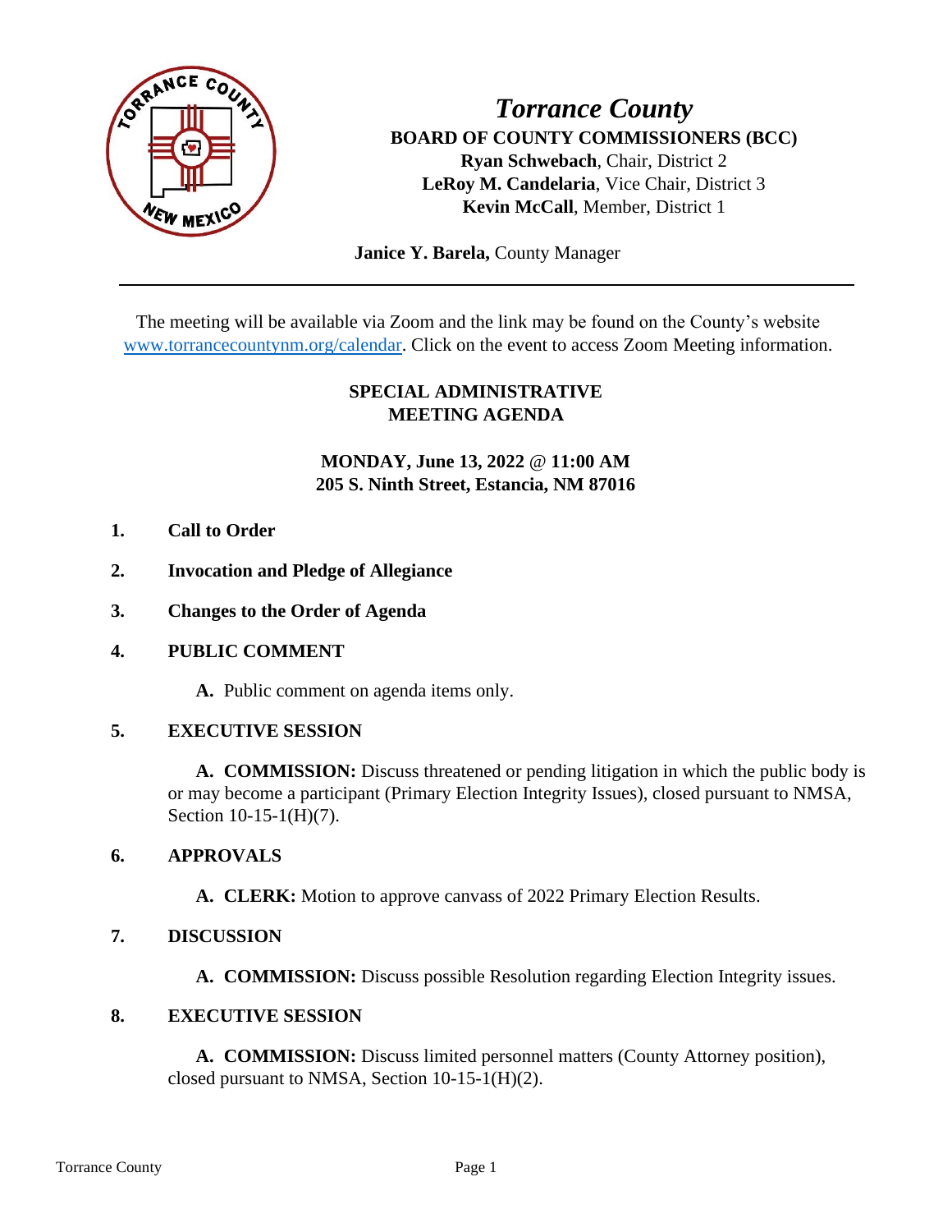# *Torrance County*

**BOARD OF COUNTY COMMISSIONERS (BCC)**
**Ryan Schwebach**, Chair, District 2
**LeRoy M. Candelaria**, Vice Chair, District 3
**Kevin McCall**, Member, District 1

**Janice Y. Barela,** County Manager

---

The meeting will be available via Zoom and the link may be found on the County's website www.torrancecountynm.org/calendar. Click on the event to access Zoom Meeting information.

## SPECIAL ADMINISTRATIVE MEETING AGENDA

**MONDAY, June 13, 2022 @ 11:00 AM**
**205 S. Ninth Street, Estancia, NM 87016**

1. **Call to Order**

2. **Invocation and Pledge of Allegiance**

3. **Changes to the Order of Agenda**

4. **PUBLIC COMMENT**

   **A.** Public comment on agenda items only.

5. **EXECUTIVE SESSION**

   **A. COMMISSION:** Discuss threatened or pending litigation in which the public body is or may become a participant (Primary Election Integrity Issues), closed pursuant to NMSA, Section 10-15-1(H)(7).

6. **APPROVALS**

   **A. CLERK:** Motion to approve canvass of 2022 Primary Election Results.

7. **DISCUSSION**

   **A. COMMISSION:** Discuss possible Resolution regarding Election Integrity issues.

8. **EXECUTIVE SESSION**

   **A. COMMISSION:** Discuss limited personnel matters (County Attorney position), closed pursuant to NMSA, Section 10-15-1(H)(2).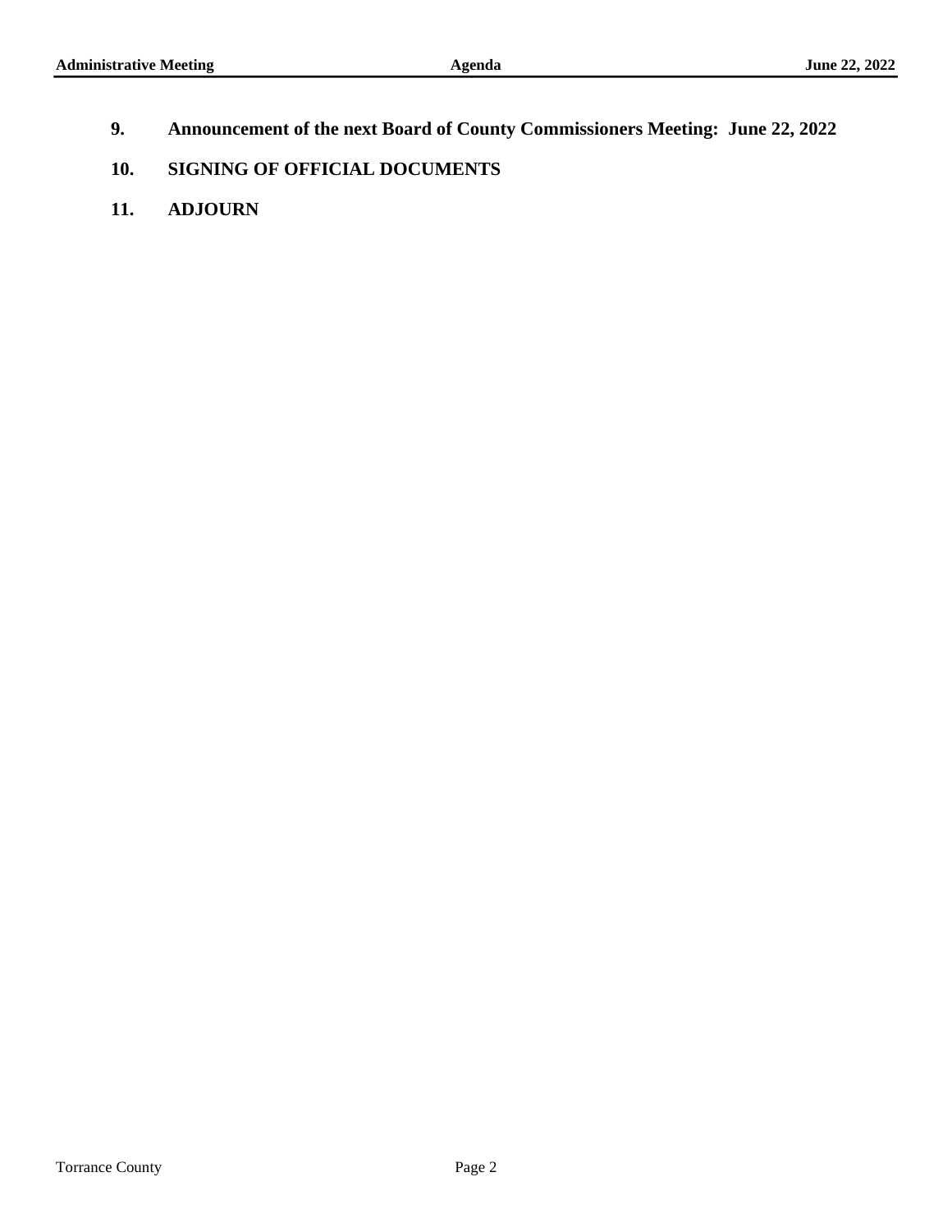**9. Announcement of the next Board of County Commissioners Meeting: June 22, 2022**

**10. SIGNING OF OFFICIAL DOCUMENTS**

**11. ADJOURN**